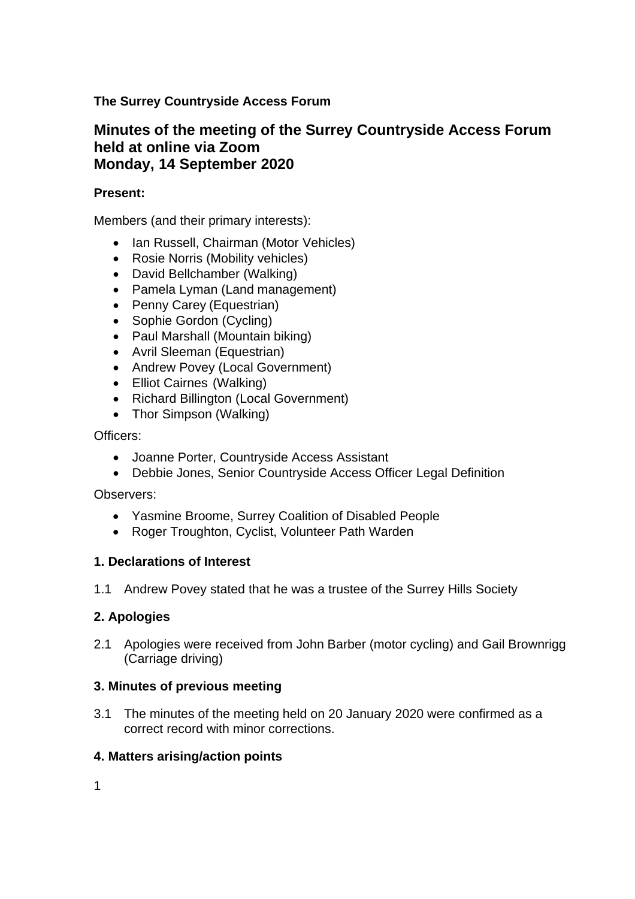**The Surrey Countryside Access Forum**

# Minutes of the meeting of the Surrey Countryside Access Forum held at online via Zoom Monday, 14 September 2020

**Present:**

Members (and their primary interests):

- Ian Russell, Chairman (Motor Vehicles)
- Rosie Norris (Mobility vehicles)
- David Bellchamber (Walking)
- Pamela Lyman (Land management)
- Penny Carey (Equestrian)
- Sophie Gordon (Cycling)
- Paul Marshall (Mountain biking)
- Avril Sleeman (Equestrian)
- Andrew Povey (Local Government)
- Elliot Cairnes (Walking)
- Richard Billington (Local Government)
- Thor Simpson (Walking)

Officers:

- Joanne Porter, Countryside Access Assistant
- Debbie Jones, Senior Countryside Access Officer Legal Definition

Observers:

- Yasmine Broome, Surrey Coalition of Disabled People
- Roger Troughton, Cyclist, Volunteer Path Warden

### 1. Declarations of Interest

1.1 Andrew Povey stated that he was a trustee of the Surrey Hills Society

### 2. Apologies

2.1 Apologies were received from John Barber (motor cycling) and Gail Brownrigg (Carriage driving)

### 3. Minutes of previous meeting

3.1 The minutes of the meeting held on 20 January 2020 were confirmed as a correct record with minor corrections.

### 4. Matters arising/action points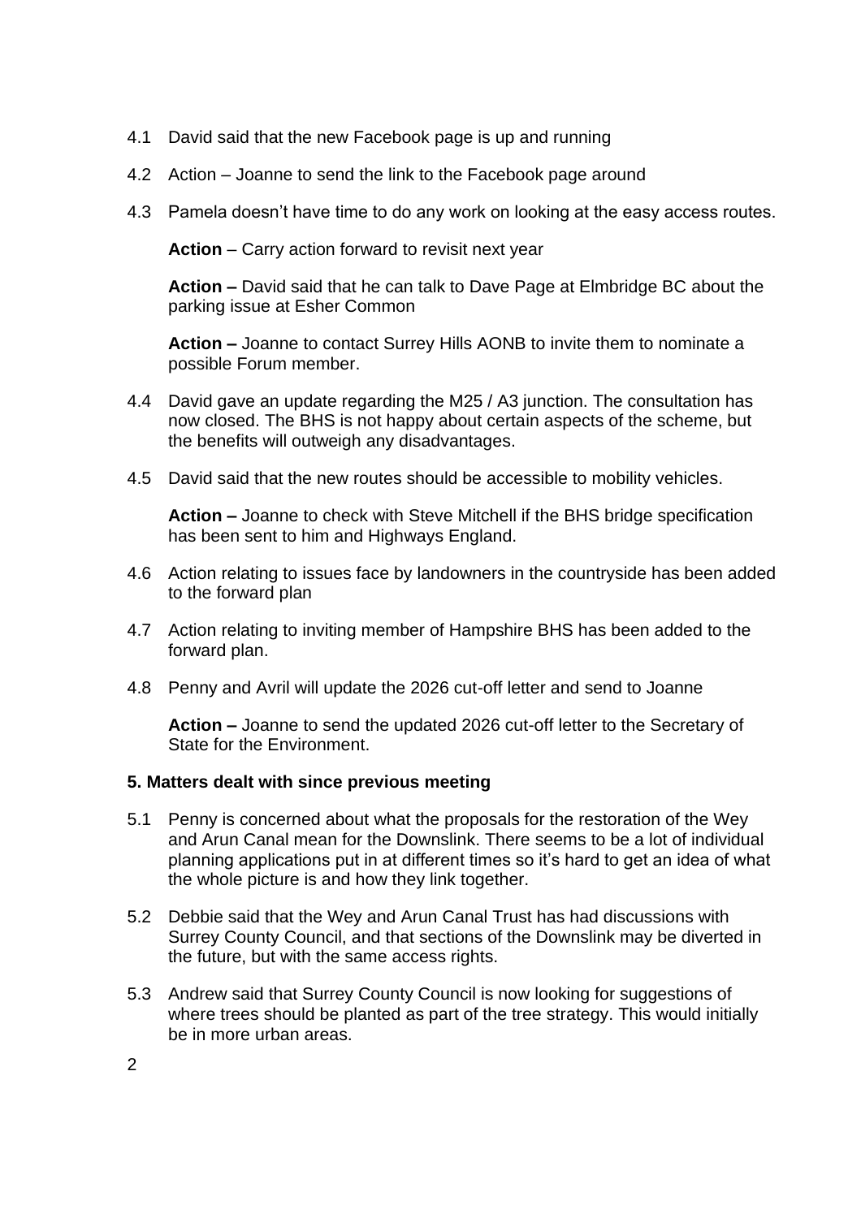4.1 David said that the new Facebook page is up and running

4.2 Action – Joanne to send the link to the Facebook page around

4.3 Pamela doesn't have time to do any work on looking at the easy access routes.

**Action** – Carry action forward to revisit next year

**Action –** David said that he can talk to Dave Page at Elmbridge BC about the parking issue at Esher Common

**Action –** Joanne to contact Surrey Hills AONB to invite them to nominate a possible Forum member.

4.4 David gave an update regarding the M25 / A3 junction. The consultation has now closed. The BHS is not happy about certain aspects of the scheme, but the benefits will outweigh any disadvantages.

4.5 David said that the new routes should be accessible to mobility vehicles.

**Action –** Joanne to check with Steve Mitchell if the BHS bridge specification has been sent to him and Highways England.

4.6 Action relating to issues face by landowners in the countryside has been added to the forward plan

4.7 Action relating to inviting member of Hampshire BHS has been added to the forward plan.

4.8 Penny and Avril will update the 2026 cut-off letter and send to Joanne

**Action –** Joanne to send the updated 2026 cut-off letter to the Secretary of State for the Environment.

**5. Matters dealt with since previous meeting**

5.1 Penny is concerned about what the proposals for the restoration of the Wey and Arun Canal mean for the Downslink. There seems to be a lot of individual planning applications put in at different times so it's hard to get an idea of what the whole picture is and how they link together.

5.2 Debbie said that the Wey and Arun Canal Trust has had discussions with Surrey County Council, and that sections of the Downslink may be diverted in the future, but with the same access rights.

5.3 Andrew said that Surrey County Council is now looking for suggestions of where trees should be planted as part of the tree strategy. This would initially be in more urban areas.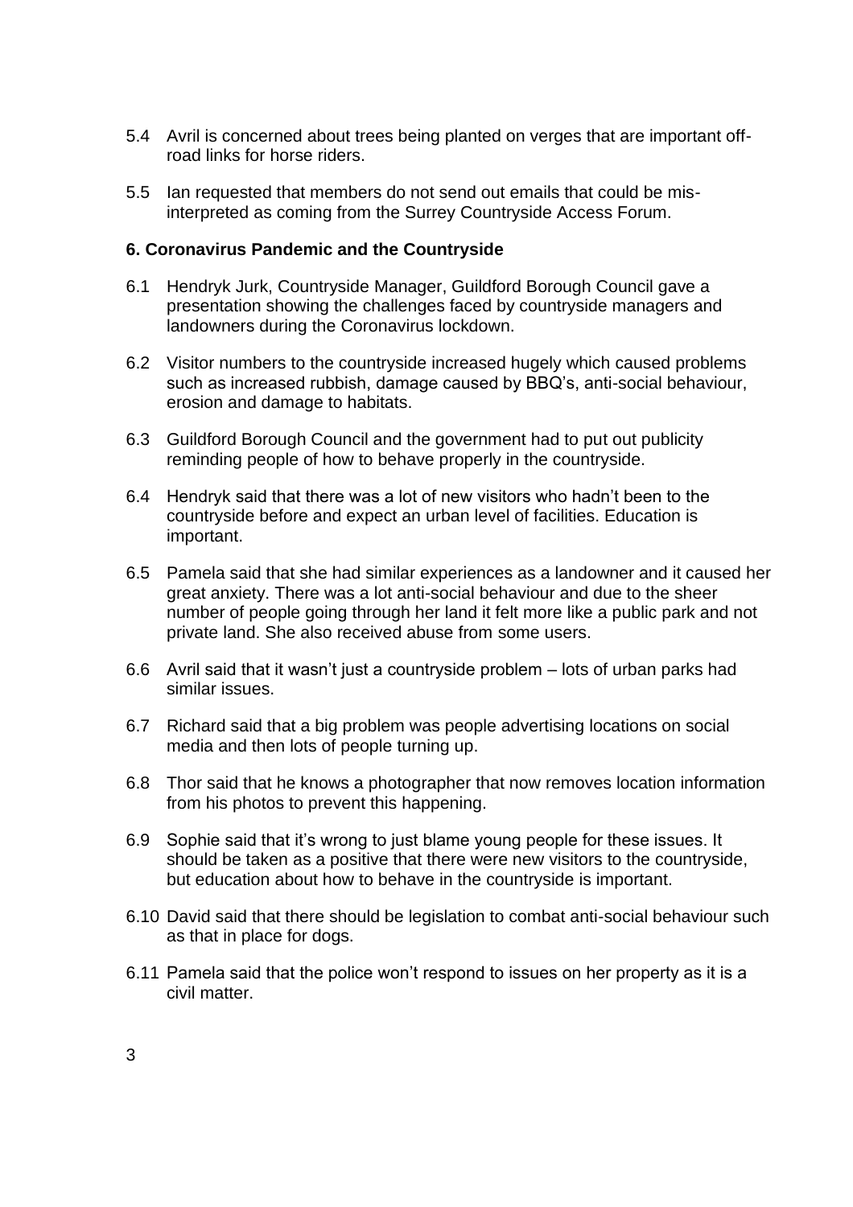5.4 Avril is concerned about trees being planted on verges that are important off-road links for horse riders.

5.5 Ian requested that members do not send out emails that could be mis-interpreted as coming from the Surrey Countryside Access Forum.

**6. Coronavirus Pandemic and the Countryside**

6.1 Hendryk Jurk, Countryside Manager, Guildford Borough Council gave a presentation showing the challenges faced by countryside managers and landowners during the Coronavirus lockdown.

6.2 Visitor numbers to the countryside increased hugely which caused problems such as increased rubbish, damage caused by BBQ's, anti-social behaviour, erosion and damage to habitats.

6.3 Guildford Borough Council and the government had to put out publicity reminding people of how to behave properly in the countryside.

6.4 Hendryk said that there was a lot of new visitors who hadn't been to the countryside before and expect an urban level of facilities. Education is important.

6.5 Pamela said that she had similar experiences as a landowner and it caused her great anxiety. There was a lot anti-social behaviour and due to the sheer number of people going through her land it felt more like a public park and not private land. She also received abuse from some users.

6.6 Avril said that it wasn't just a countryside problem – lots of urban parks had similar issues.

6.7 Richard said that a big problem was people advertising locations on social media and then lots of people turning up.

6.8 Thor said that he knows a photographer that now removes location information from his photos to prevent this happening.

6.9 Sophie said that it's wrong to just blame young people for these issues. It should be taken as a positive that there were new visitors to the countryside, but education about how to behave in the countryside is important.

6.10 David said that there should be legislation to combat anti-social behaviour such as that in place for dogs.

6.11 Pamela said that the police won't respond to issues on her property as it is a civil matter.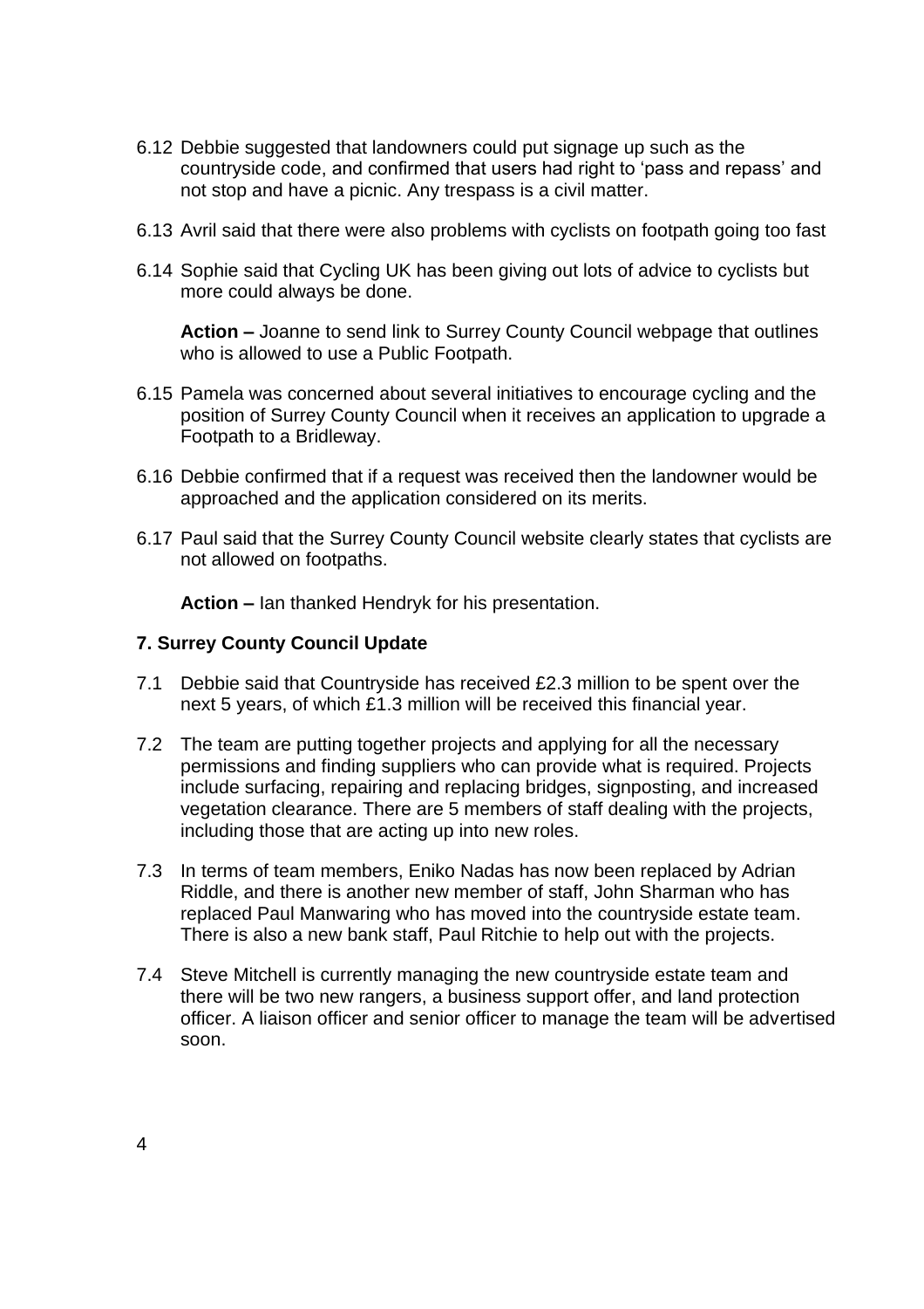6.12 Debbie suggested that landowners could put signage up such as the countryside code, and confirmed that users had right to 'pass and repass' and not stop and have a picnic. Any trespass is a civil matter.

6.13 Avril said that there were also problems with cyclists on footpath going too fast

6.14 Sophie said that Cycling UK has been giving out lots of advice to cyclists but more could always be done.

**Action –** Joanne to send link to Surrey County Council webpage that outlines who is allowed to use a Public Footpath.

6.15 Pamela was concerned about several initiatives to encourage cycling and the position of Surrey County Council when it receives an application to upgrade a Footpath to a Bridleway.

6.16 Debbie confirmed that if a request was received then the landowner would be approached and the application considered on its merits.

6.17 Paul said that the Surrey County Council website clearly states that cyclists are not allowed on footpaths.

**Action –** Ian thanked Hendryk for his presentation.

### 7. Surrey County Council Update

7.1 Debbie said that Countryside has received £2.3 million to be spent over the next 5 years, of which £1.3 million will be received this financial year.

7.2 The team are putting together projects and applying for all the necessary permissions and finding suppliers who can provide what is required. Projects include surfacing, repairing and replacing bridges, signposting, and increased vegetation clearance. There are 5 members of staff dealing with the projects, including those that are acting up into new roles.

7.3 In terms of team members, Eniko Nadas has now been replaced by Adrian Riddle, and there is another new member of staff, John Sharman who has replaced Paul Manwaring who has moved into the countryside estate team. There is also a new bank staff, Paul Ritchie to help out with the projects.

7.4 Steve Mitchell is currently managing the new countryside estate team and there will be two new rangers, a business support offer, and land protection officer. A liaison officer and senior officer to manage the team will be advertised soon.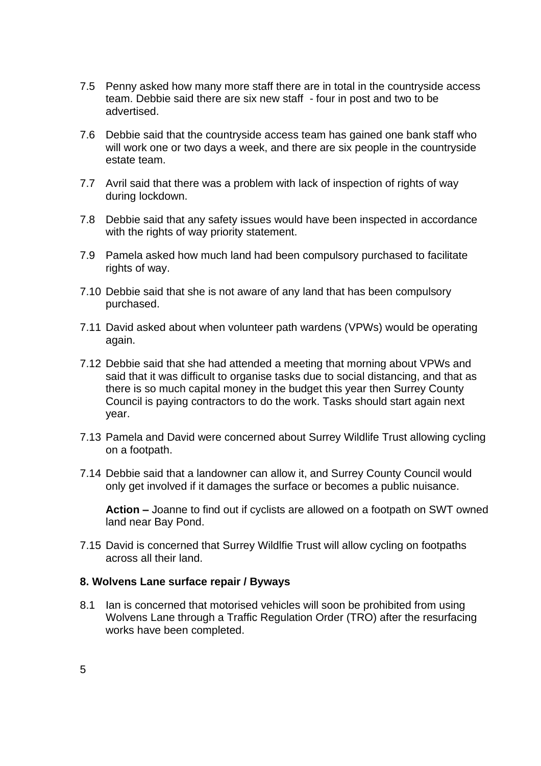7.5 Penny asked how many more staff there are in total in the countryside access team. Debbie said there are six new staff - four in post and two to be advertised.

7.6 Debbie said that the countryside access team has gained one bank staff who will work one or two days a week, and there are six people in the countryside estate team.

7.7 Avril said that there was a problem with lack of inspection of rights of way during lockdown.

7.8 Debbie said that any safety issues would have been inspected in accordance with the rights of way priority statement.

7.9 Pamela asked how much land had been compulsory purchased to facilitate rights of way.

7.10 Debbie said that she is not aware of any land that has been compulsory purchased.

7.11 David asked about when volunteer path wardens (VPWs) would be operating again.

7.12 Debbie said that she had attended a meeting that morning about VPWs and said that it was difficult to organise tasks due to social distancing, and that as there is so much capital money in the budget this year then Surrey County Council is paying contractors to do the work. Tasks should start again next year.

7.13 Pamela and David were concerned about Surrey Wildlife Trust allowing cycling on a footpath.

7.14 Debbie said that a landowner can allow it, and Surrey County Council would only get involved if it damages the surface or becomes a public nuisance.

**Action –** Joanne to find out if cyclists are allowed on a footpath on SWT owned land near Bay Pond.

7.15 David is concerned that Surrey Wildlfie Trust will allow cycling on footpaths across all their land.

**8. Wolvens Lane surface repair / Byways**

8.1 Ian is concerned that motorised vehicles will soon be prohibited from using Wolvens Lane through a Traffic Regulation Order (TRO) after the resurfacing works have been completed.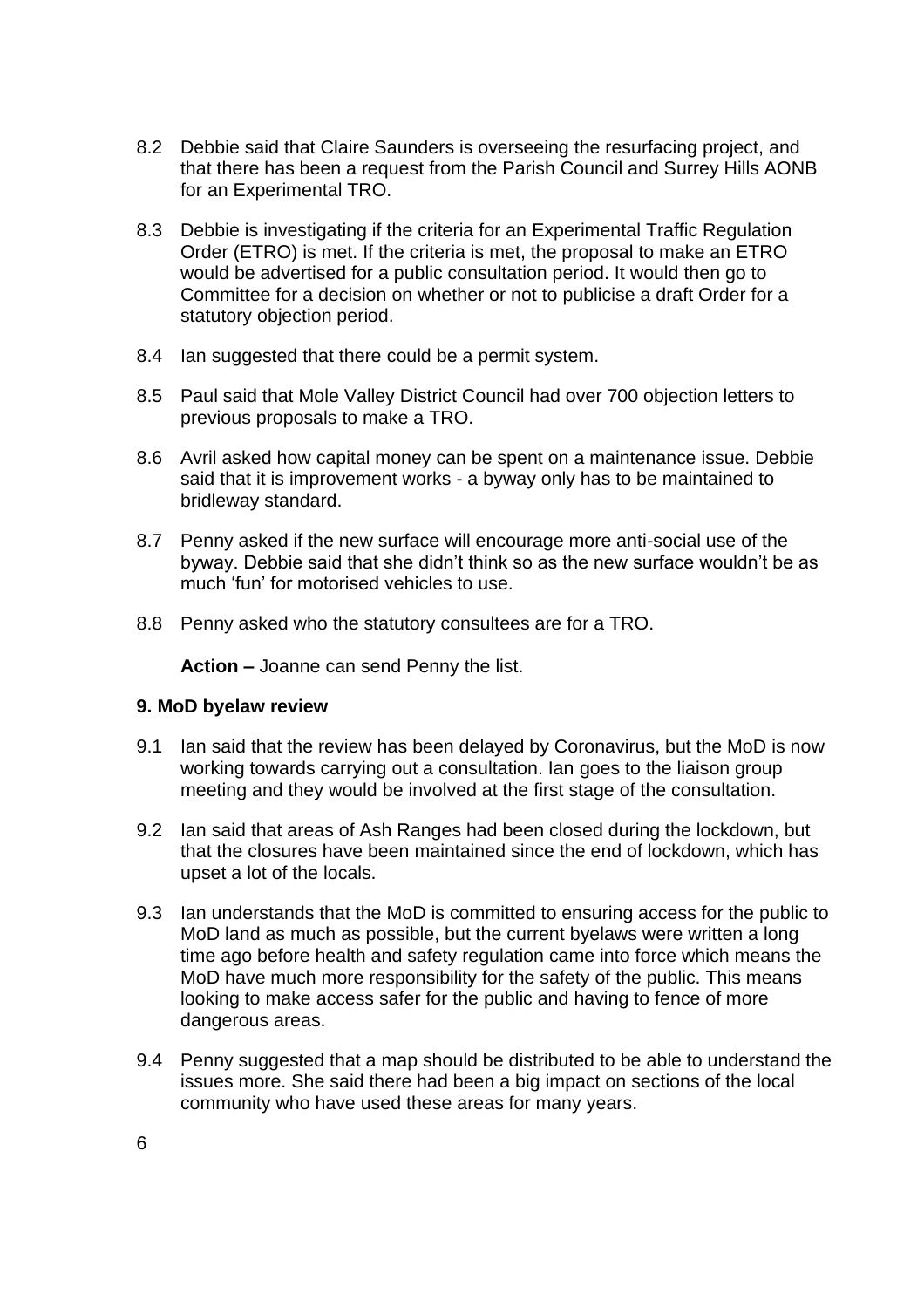8.2 Debbie said that Claire Saunders is overseeing the resurfacing project, and that there has been a request from the Parish Council and Surrey Hills AONB for an Experimental TRO.

8.3 Debbie is investigating if the criteria for an Experimental Traffic Regulation Order (ETRO) is met. If the criteria is met, the proposal to make an ETRO would be advertised for a public consultation period. It would then go to Committee for a decision on whether or not to publicise a draft Order for a statutory objection period.

8.4 Ian suggested that there could be a permit system.

8.5 Paul said that Mole Valley District Council had over 700 objection letters to previous proposals to make a TRO.

8.6 Avril asked how capital money can be spent on a maintenance issue. Debbie said that it is improvement works - a byway only has to be maintained to bridleway standard.

8.7 Penny asked if the new surface will encourage more anti-social use of the byway. Debbie said that she didn't think so as the new surface wouldn't be as much 'fun' for motorised vehicles to use.

8.8 Penny asked who the statutory consultees are for a TRO.

**Action –** Joanne can send Penny the list.

**9. MoD byelaw review**

9.1 Ian said that the review has been delayed by Coronavirus, but the MoD is now working towards carrying out a consultation. Ian goes to the liaison group meeting and they would be involved at the first stage of the consultation.

9.2 Ian said that areas of Ash Ranges had been closed during the lockdown, but that the closures have been maintained since the end of lockdown, which has upset a lot of the locals.

9.3 Ian understands that the MoD is committed to ensuring access for the public to MoD land as much as possible, but the current byelaws were written a long time ago before health and safety regulation came into force which means the MoD have much more responsibility for the safety of the public. This means looking to make access safer for the public and having to fence of more dangerous areas.

9.4 Penny suggested that a map should be distributed to be able to understand the issues more. She said there had been a big impact on sections of the local community who have used these areas for many years.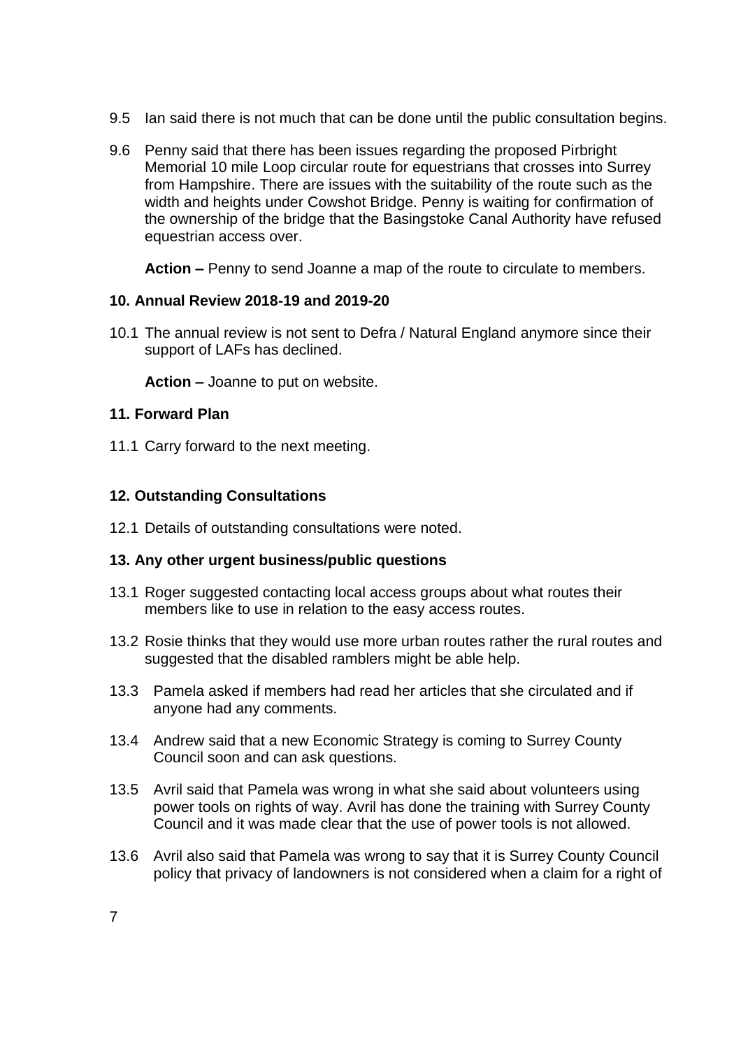9.5 Ian said there is not much that can be done until the public consultation begins.

9.6 Penny said that there has been issues regarding the proposed Pirbright Memorial 10 mile Loop circular route for equestrians that crosses into Surrey from Hampshire. There are issues with the suitability of the route such as the width and heights under Cowshot Bridge. Penny is waiting for confirmation of the ownership of the bridge that the Basingstoke Canal Authority have refused equestrian access over.

**Action –** Penny to send Joanne a map of the route to circulate to members.

### 10. Annual Review 2018-19 and 2019-20

10.1 The annual review is not sent to Defra / Natural England anymore since their support of LAFs has declined.

**Action –** Joanne to put on website.

### 11. Forward Plan

11.1 Carry forward to the next meeting.

### 12. Outstanding Consultations

12.1 Details of outstanding consultations were noted.

### 13. Any other urgent business/public questions

13.1 Roger suggested contacting local access groups about what routes their members like to use in relation to the easy access routes.

13.2 Rosie thinks that they would use more urban routes rather the rural routes and suggested that the disabled ramblers might be able help.

13.3 Pamela asked if members had read her articles that she circulated and if anyone had any comments.

13.4 Andrew said that a new Economic Strategy is coming to Surrey County Council soon and can ask questions.

13.5 Avril said that Pamela was wrong in what she said about volunteers using power tools on rights of way. Avril has done the training with Surrey County Council and it was made clear that the use of power tools is not allowed.

13.6 Avril also said that Pamela was wrong to say that it is Surrey County Council policy that privacy of landowners is not considered when a claim for a right of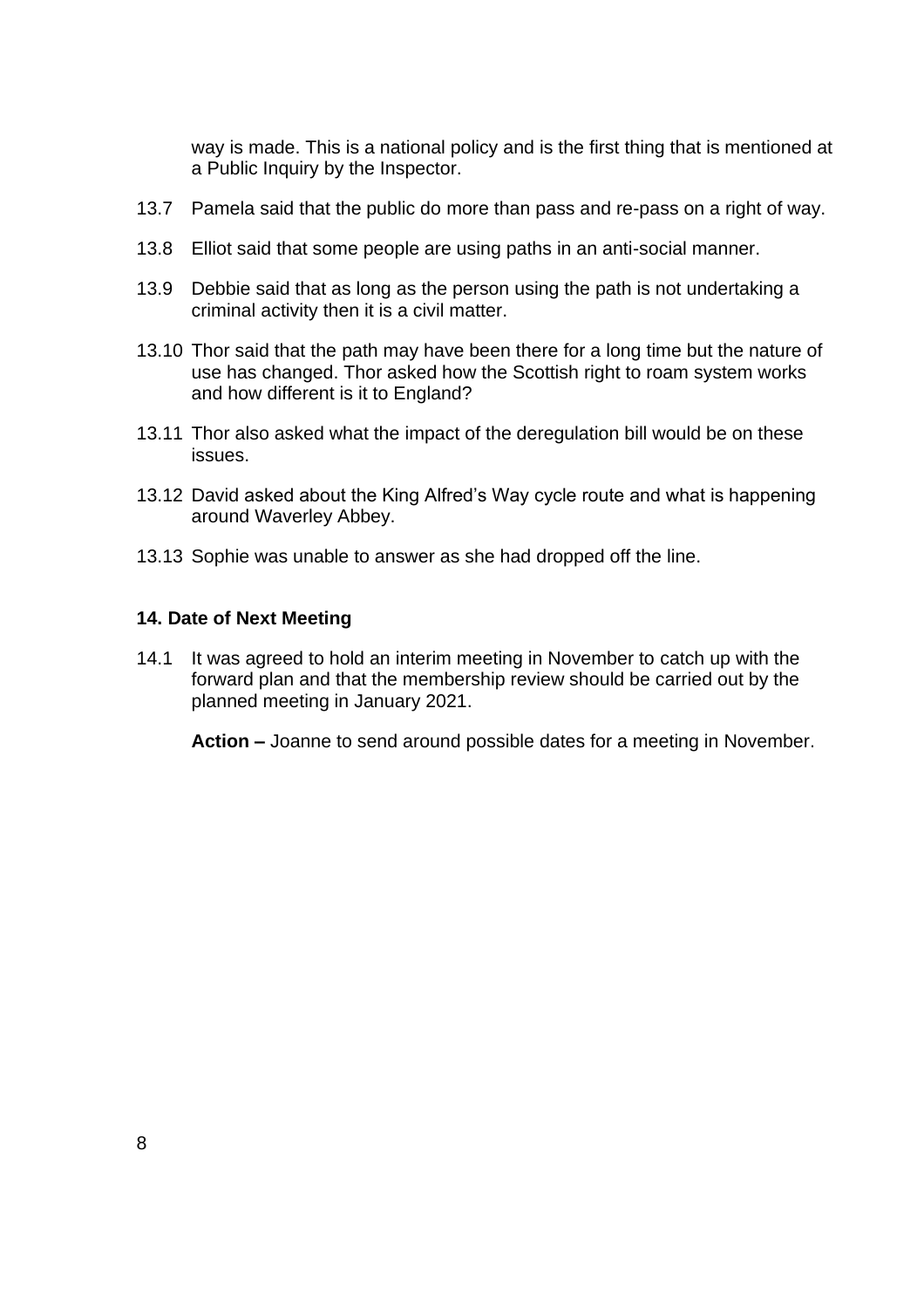way is made. This is a national policy and is the first thing that is mentioned at a Public Inquiry by the Inspector.

13.7 Pamela said that the public do more than pass and re-pass on a right of way.

13.8 Elliot said that some people are using paths in an anti-social manner.

13.9 Debbie said that as long as the person using the path is not undertaking a criminal activity then it is a civil matter.

13.10 Thor said that the path may have been there for a long time but the nature of use has changed. Thor asked how the Scottish right to roam system works and how different is it to England?

13.11 Thor also asked what the impact of the deregulation bill would be on these issues.

13.12 David asked about the King Alfred's Way cycle route and what is happening around Waverley Abbey.

13.13 Sophie was unable to answer as she had dropped off the line.

**14. Date of Next Meeting**

14.1 It was agreed to hold an interim meeting in November to catch up with the forward plan and that the membership review should be carried out by the planned meeting in January 2021.

**Action –** Joanne to send around possible dates for a meeting in November.